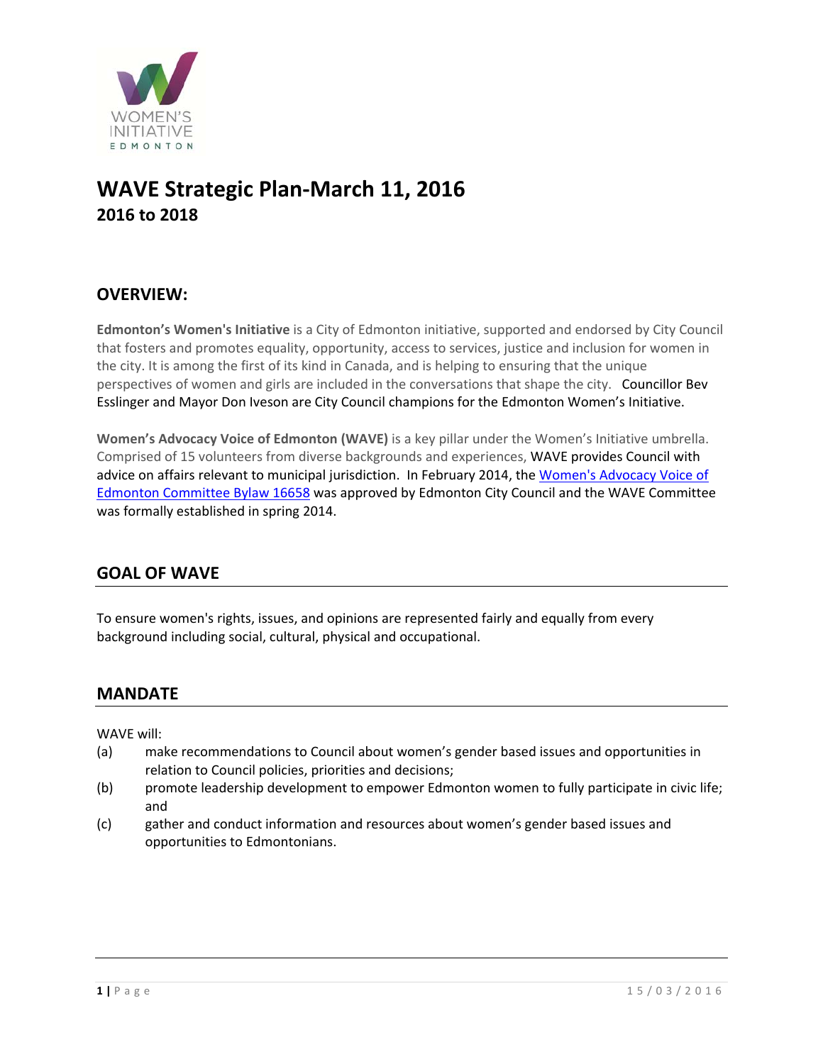WOMEN'S INITIATIVE EDMONTON

# WAVE Strategic Plan-March 11, 2016
## 2016 to 2018

## OVERVIEW:

**Edmonton's Women's Initiative** is a City of Edmonton initiative, supported and endorsed by City Council that fosters and promotes equality, opportunity, access to services, justice and inclusion for women in the city. It is among the first of its kind in Canada, and is helping to ensuring that the unique perspectives of women and girls are included in the conversations that shape the city. Councillor Bev Esslinger and Mayor Don Iveson are City Council champions for the Edmonton Women's Initiative.

**Women's Advocacy Voice of Edmonton (WAVE)** is a key pillar under the Women's Initiative umbrella. Comprised of 15 volunteers from diverse backgrounds and experiences, WAVE provides Council with advice on affairs relevant to municipal jurisdiction. In February 2014, the Women's Advocacy Voice of Edmonton Committee Bylaw 16658 was approved by Edmonton City Council and the WAVE Committee was formally established in spring 2014.

## GOAL OF WAVE

To ensure women's rights, issues, and opinions are represented fairly and equally from every background including social, cultural, physical and occupational.

## MANDATE

WAVE will:

(a) make recommendations to Council about women's gender based issues and opportunities in relation to Council policies, priorities and decisions;

(b) promote leadership development to empower Edmonton women to fully participate in civic life; and

(c) gather and conduct information and resources about women's gender based issues and opportunities to Edmontonians.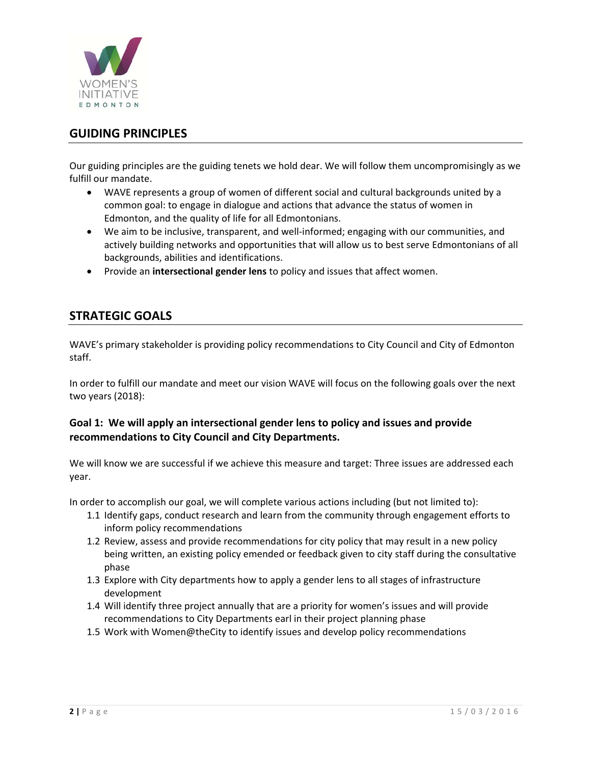## GUIDING PRINCIPLES

Our guiding principles are the guiding tenets we hold dear. We will follow them uncompromisingly as we fulfill our mandate.

- WAVE represents a group of women of different social and cultural backgrounds united by a common goal: to engage in dialogue and actions that advance the status of women in Edmonton, and the quality of life for all Edmontonians.
- We aim to be inclusive, transparent, and well-informed; engaging with our communities, and actively building networks and opportunities that will allow us to best serve Edmontonians of all backgrounds, abilities and identifications.
- Provide an **intersectional gender lens** to policy and issues that affect women.

## STRATEGIC GOALS

WAVE's primary stakeholder is providing policy recommendations to City Council and City of Edmonton staff.

In order to fulfill our mandate and meet our vision WAVE will focus on the following goals over the next two years (2018):

### Goal 1: We will apply an intersectional gender lens to policy and issues and provide recommendations to City Council and City Departments.

We will know we are successful if we achieve this measure and target: Three issues are addressed each year.

In order to accomplish our goal, we will complete various actions including (but not limited to):

1.1 Identify gaps, conduct research and learn from the community through engagement efforts to inform policy recommendations
1.2 Review, assess and provide recommendations for city policy that may result in a new policy being written, an existing policy emended or feedback given to city staff during the consultative phase
1.3 Explore with City departments how to apply a gender lens to all stages of infrastructure development
1.4 Will identify three project annually that are a priority for women's issues and will provide recommendations to City Departments earl in their project planning phase
1.5 Work with Women@theCity to identify issues and develop policy recommendations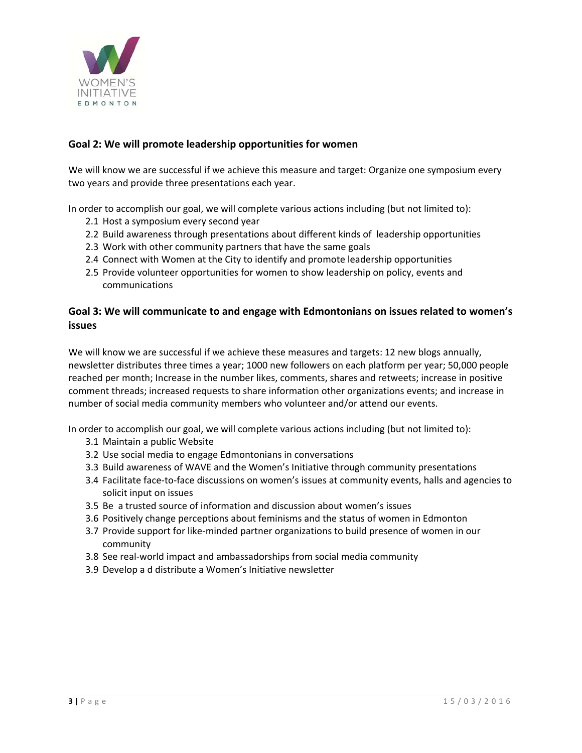## Goal 2: We will promote leadership opportunities for women

We will know we are successful if we achieve this measure and target: Organize one symposium every two years and provide three presentations each year.

In order to accomplish our goal, we will complete various actions including (but not limited to):

- 2.1 Host a symposium every second year
- 2.2 Build awareness through presentations about different kinds of leadership opportunities
- 2.3 Work with other community partners that have the same goals
- 2.4 Connect with Women at the City to identify and promote leadership opportunities
- 2.5 Provide volunteer opportunities for women to show leadership on policy, events and communications

## Goal 3: We will communicate to and engage with Edmontonians on issues related to women's issues

We will know we are successful if we achieve these measures and targets: 12 new blogs annually, newsletter distributes three times a year; 1000 new followers on each platform per year; 50,000 people reached per month; Increase in the number likes, comments, shares and retweets; increase in positive comment threads; increased requests to share information other organizations events; and increase in number of social media community members who volunteer and/or attend our events.

In order to accomplish our goal, we will complete various actions including (but not limited to):

- 3.1 Maintain a public Website
- 3.2 Use social media to engage Edmontonians in conversations
- 3.3 Build awareness of WAVE and the Women's Initiative through community presentations
- 3.4 Facilitate face-to-face discussions on women's issues at community events, halls and agencies to solicit input on issues
- 3.5 Be a trusted source of information and discussion about women's issues
- 3.6 Positively change perceptions about feminisms and the status of women in Edmonton
- 3.7 Provide support for like-minded partner organizations to build presence of women in our community
- 3.8 See real-world impact and ambassadorships from social media community
- 3.9 Develop a d distribute a Women's Initiative newsletter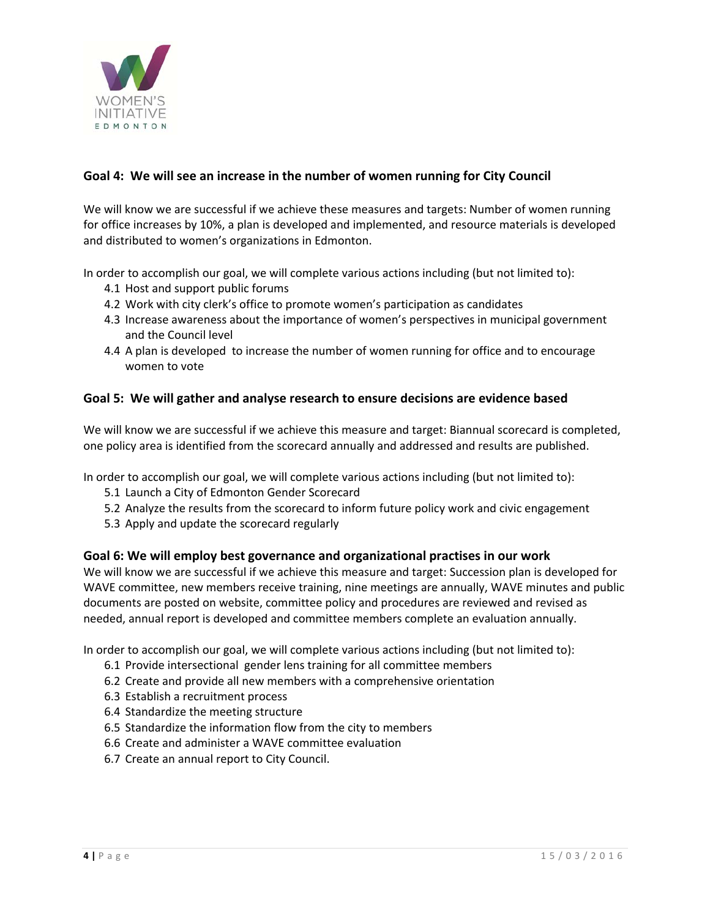## Goal 4: We will see an increase in the number of women running for City Council

We will know we are successful if we achieve these measures and targets: Number of women running for office increases by 10%, a plan is developed and implemented, and resource materials is developed and distributed to women's organizations in Edmonton.

In order to accomplish our goal, we will complete various actions including (but not limited to):

- 4.1 Host and support public forums
- 4.2 Work with city clerk's office to promote women's participation as candidates
- 4.3 Increase awareness about the importance of women's perspectives in municipal government and the Council level
- 4.4 A plan is developed to increase the number of women running for office and to encourage women to vote

## Goal 5: We will gather and analyse research to ensure decisions are evidence based

We will know we are successful if we achieve this measure and target: Biannual scorecard is completed, one policy area is identified from the scorecard annually and addressed and results are published.

In order to accomplish our goal, we will complete various actions including (but not limited to):

- 5.1 Launch a City of Edmonton Gender Scorecard
- 5.2 Analyze the results from the scorecard to inform future policy work and civic engagement
- 5.3 Apply and update the scorecard regularly

## Goal 6: We will employ best governance and organizational practises in our work

We will know we are successful if we achieve this measure and target: Succession plan is developed for WAVE committee, new members receive training, nine meetings are annually, WAVE minutes and public documents are posted on website, committee policy and procedures are reviewed and revised as needed, annual report is developed and committee members complete an evaluation annually.

In order to accomplish our goal, we will complete various actions including (but not limited to):

- 6.1 Provide intersectional gender lens training for all committee members
- 6.2 Create and provide all new members with a comprehensive orientation
- 6.3 Establish a recruitment process
- 6.4 Standardize the meeting structure
- 6.5 Standardize the information flow from the city to members
- 6.6 Create and administer a WAVE committee evaluation
- 6.7 Create an annual report to City Council.